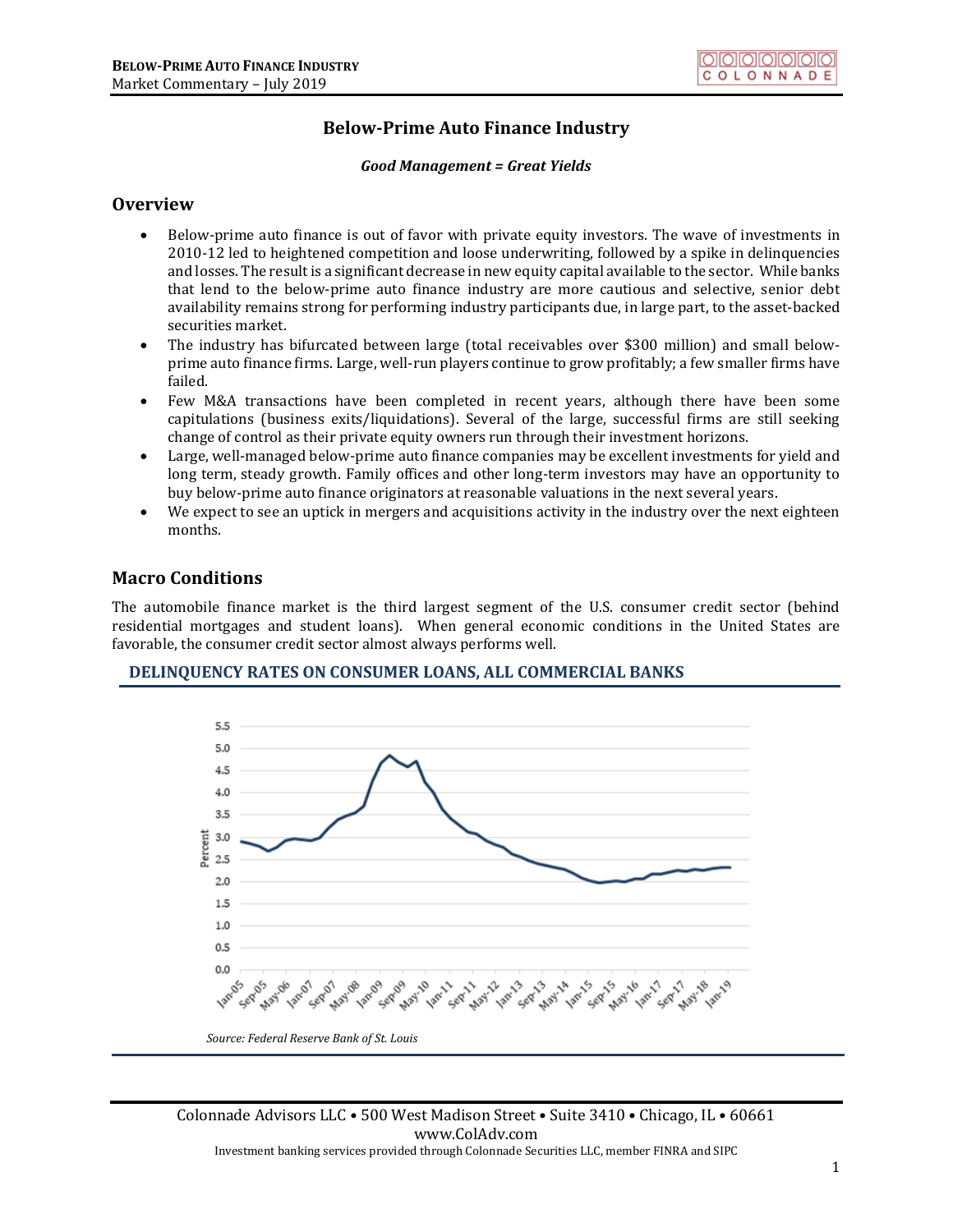# Below-Prime Auto Finance Industry

***Good Management = Great Yields***

## Overview

- Below-prime auto finance is out of favor with private equity investors. The wave of investments in 2010-12 led to heightened competition and loose underwriting, followed by a spike in delinquencies and losses. The result is a significant decrease in new equity capital available to the sector. While banks that lend to the below-prime auto finance industry are more cautious and selective, senior debt availability remains strong for performing industry participants due, in large part, to the asset-backed securities market.
- The industry has bifurcated between large (total receivables over $300 million) and small below-prime auto finance firms. Large, well-run players continue to grow profitably; a few smaller firms have failed.
- Few M&A transactions have been completed in recent years, although there have been some capitulations (business exits/liquidations). Several of the large, successful firms are still seeking change of control as their private equity owners run through their investment horizons.
- Large, well-managed below-prime auto finance companies may be excellent investments for yield and long term, steady growth. Family offices and other long-term investors may have an opportunity to buy below-prime auto finance originators at reasonable valuations in the next several years.
- We expect to see an uptick in mergers and acquisitions activity in the industry over the next eighteen months.

## Macro Conditions

The automobile finance market is the third largest segment of the U.S. consumer credit sector (behind residential mortgages and student loans). When general economic conditions in the United States are favorable, the consumer credit sector almost always performs well.

### DELINQUENCY RATES ON CONSUMER LOANS, ALL COMMERCIAL BANKS

*Source: Federal Reserve Bank of St. Louis*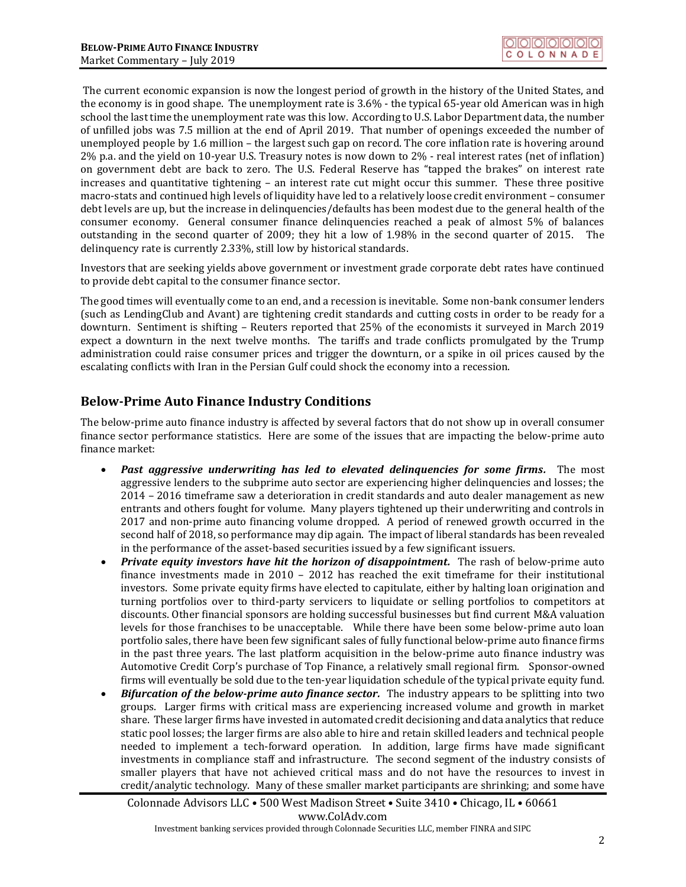The current economic expansion is now the longest period of growth in the history of the United States, and the economy is in good shape. The unemployment rate is 3.6% - the typical 65-year old American was in high school the last time the unemployment rate was this low. According to U.S. Labor Department data, the number of unfilled jobs was 7.5 million at the end of April 2019. That number of openings exceeded the number of unemployed people by 1.6 million – the largest such gap on record. The core inflation rate is hovering around 2% p.a. and the yield on 10-year U.S. Treasury notes is now down to 2% - real interest rates (net of inflation) on government debt are back to zero. The U.S. Federal Reserve has "tapped the brakes" on interest rate increases and quantitative tightening – an interest rate cut might occur this summer. These three positive macro-stats and continued high levels of liquidity have led to a relatively loose credit environment – consumer debt levels are up, but the increase in delinquencies/defaults has been modest due to the general health of the consumer economy. General consumer finance delinquencies reached a peak of almost 5% of balances outstanding in the second quarter of 2009; they hit a low of 1.98% in the second quarter of 2015. The delinquency rate is currently 2.33%, still low by historical standards.

Investors that are seeking yields above government or investment grade corporate debt rates have continued to provide debt capital to the consumer finance sector.

The good times will eventually come to an end, and a recession is inevitable. Some non-bank consumer lenders (such as LendingClub and Avant) are tightening credit standards and cutting costs in order to be ready for a downturn. Sentiment is shifting – Reuters reported that 25% of the economists it surveyed in March 2019 expect a downturn in the next twelve months. The tariffs and trade conflicts promulgated by the Trump administration could raise consumer prices and trigger the downturn, or a spike in oil prices caused by the escalating conflicts with Iran in the Persian Gulf could shock the economy into a recession.

## Below-Prime Auto Finance Industry Conditions

The below-prime auto finance industry is affected by several factors that do not show up in overall consumer finance sector performance statistics. Here are some of the issues that are impacting the below-prime auto finance market:

- ***Past aggressive underwriting has led to elevated delinquencies for some firms.*** The most aggressive lenders to the subprime auto sector are experiencing higher delinquencies and losses; the 2014 – 2016 timeframe saw a deterioration in credit standards and auto dealer management as new entrants and others fought for volume. Many players tightened up their underwriting and controls in 2017 and non-prime auto financing volume dropped. A period of renewed growth occurred in the second half of 2018, so performance may dip again. The impact of liberal standards has been revealed in the performance of the asset-based securities issued by a few significant issuers.
- ***Private equity investors have hit the horizon of disappointment.*** The rash of below-prime auto finance investments made in 2010 – 2012 has reached the exit timeframe for their institutional investors. Some private equity firms have elected to capitulate, either by halting loan origination and turning portfolios over to third-party servicers to liquidate or selling portfolios to competitors at discounts. Other financial sponsors are holding successful businesses but find current M&A valuation levels for those franchises to be unacceptable. While there have been some below-prime auto loan portfolio sales, there have been few significant sales of fully functional below-prime auto finance firms in the past three years. The last platform acquisition in the below-prime auto finance industry was Automotive Credit Corp's purchase of Top Finance, a relatively small regional firm. Sponsor-owned firms will eventually be sold due to the ten-year liquidation schedule of the typical private equity fund.
- ***Bifurcation of the below-prime auto finance sector.*** The industry appears to be splitting into two groups. Larger firms with critical mass are experiencing increased volume and growth in market share. These larger firms have invested in automated credit decisioning and data analytics that reduce static pool losses; the larger firms are also able to hire and retain skilled leaders and technical people needed to implement a tech-forward operation. In addition, large firms have made significant investments in compliance staff and infrastructure. The second segment of the industry consists of smaller players that have not achieved critical mass and do not have the resources to invest in credit/analytic technology. Many of these smaller market participants are shrinking; and some have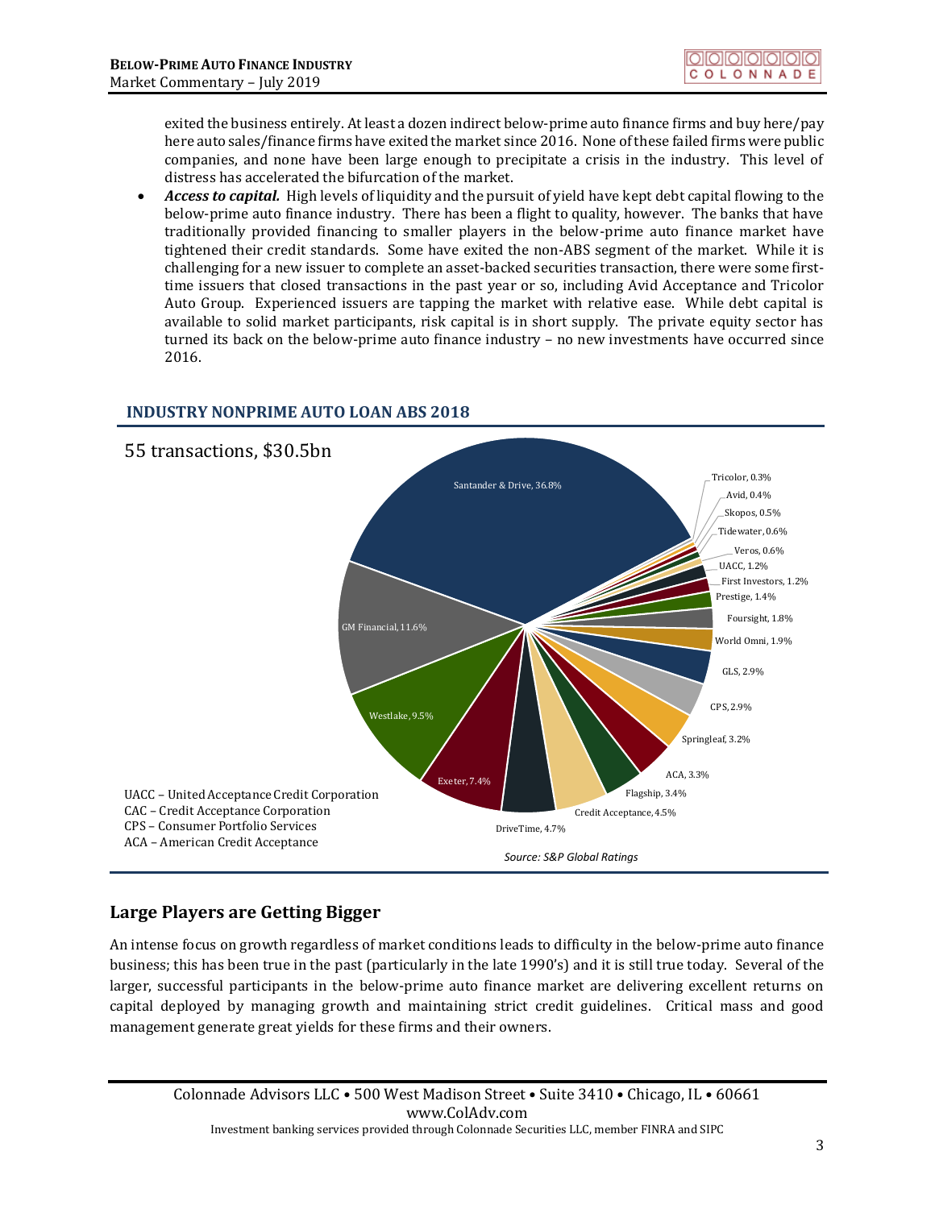exited the business entirely. At least a dozen indirect below-prime auto finance firms and buy here/pay here auto sales/finance firms have exited the market since 2016. None of these failed firms were public companies, and none have been large enough to precipitate a crisis in the industry. This level of distress has accelerated the bifurcation of the market.

- ***Access to capital.*** High levels of liquidity and the pursuit of yield have kept debt capital flowing to the below-prime auto finance industry. There has been a flight to quality, however. The banks that have traditionally provided financing to smaller players in the below-prime auto finance market have tightened their credit standards. Some have exited the non-ABS segment of the market. While it is challenging for a new issuer to complete an asset-backed securities transaction, there were some first-time issuers that closed transactions in the past year or so, including Avid Acceptance and Tricolor Auto Group. Experienced issuers are tapping the market with relative ease. While debt capital is available to solid market participants, risk capital is in short supply. The private equity sector has turned its back on the below-prime auto finance industry – no new investments have occurred since 2016.

### INDUSTRY NONPRIME AUTO LOAN ABS 2018

55 transactions, $30.5bn

| Issuer | Share |
|---|---|
| Santander & Drive | 36.8% |
| GM Financial | 11.6% |
| Westlake | 9.5% |
| Exeter | 7.4% |
| DriveTime | 4.7% |
| Credit Acceptance | 4.5% |
| Flagship | 3.4% |
| ACA | 3.3% |
| Springleaf | 3.2% |
| CPS | 2.9% |
| GLS | 2.9% |
| World Omni | 1.9% |
| Foursight | 1.8% |
| Prestige | 1.4% |
| First Investors | 1.2% |
| UACC | 1.2% |
| Veros | 0.6% |
| Tidewater | 0.6% |
| Skopos | 0.5% |
| Avid | 0.4% |
| Tricolor | 0.3% |

UACC – United Acceptance Credit Corporation
CAC – Credit Acceptance Corporation
CPS – Consumer Portfolio Services
ACA – American Credit Acceptance

*Source: S&P Global Ratings*

## Large Players are Getting Bigger

An intense focus on growth regardless of market conditions leads to difficulty in the below-prime auto finance business; this has been true in the past (particularly in the late 1990's) and it is still true today. Several of the larger, successful participants in the below-prime auto finance market are delivering excellent returns on capital deployed by managing growth and maintaining strict credit guidelines. Critical mass and good management generate great yields for these firms and their owners.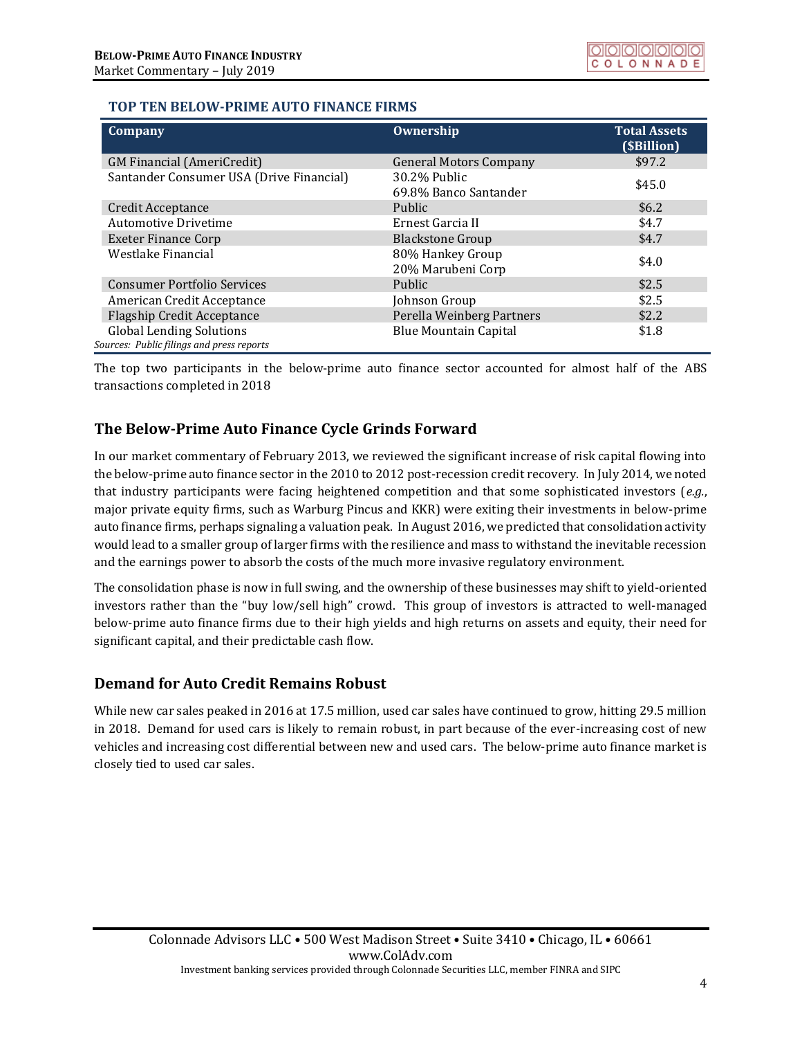### TOP TEN BELOW-PRIME AUTO FINANCE FIRMS

| Company | Ownership | Total Assets ($Billion) |
| --- | --- | --- |
| GM Financial (AmeriCredit) | General Motors Company | $97.2 |
| Santander Consumer USA (Drive Financial) | 30.2% Public<br>69.8% Banco Santander | $45.0 |
| Credit Acceptance | Public | $6.2 |
| Automotive Drivetime | Ernest Garcia II | $4.7 |
| Exeter Finance Corp | Blackstone Group | $4.7 |
| Westlake Financial | 80% Hankey Group<br>20% Marubeni Corp | $4.0 |
| Consumer Portfolio Services | Public | $2.5 |
| American Credit Acceptance | Johnson Group | $2.5 |
| Flagship Credit Acceptance | Perella Weinberg Partners | $2.2 |
| Global Lending Solutions | Blue Mountain Capital | $1.8 |

*Sources: Public filings and press reports*

The top two participants in the below-prime auto finance sector accounted for almost half of the ABS transactions completed in 2018

## The Below-Prime Auto Finance Cycle Grinds Forward

In our market commentary of February 2013, we reviewed the significant increase of risk capital flowing into the below-prime auto finance sector in the 2010 to 2012 post-recession credit recovery. In July 2014, we noted that industry participants were facing heightened competition and that some sophisticated investors (*e.g.*, major private equity firms, such as Warburg Pincus and KKR) were exiting their investments in below-prime auto finance firms, perhaps signaling a valuation peak. In August 2016, we predicted that consolidation activity would lead to a smaller group of larger firms with the resilience and mass to withstand the inevitable recession and the earnings power to absorb the costs of the much more invasive regulatory environment.

The consolidation phase is now in full swing, and the ownership of these businesses may shift to yield-oriented investors rather than the "buy low/sell high" crowd. This group of investors is attracted to well-managed below-prime auto finance firms due to their high yields and high returns on assets and equity, their need for significant capital, and their predictable cash flow.

## Demand for Auto Credit Remains Robust

While new car sales peaked in 2016 at 17.5 million, used car sales have continued to grow, hitting 29.5 million in 2018. Demand for used cars is likely to remain robust, in part because of the ever-increasing cost of new vehicles and increasing cost differential between new and used cars. The below-prime auto finance market is closely tied to used car sales.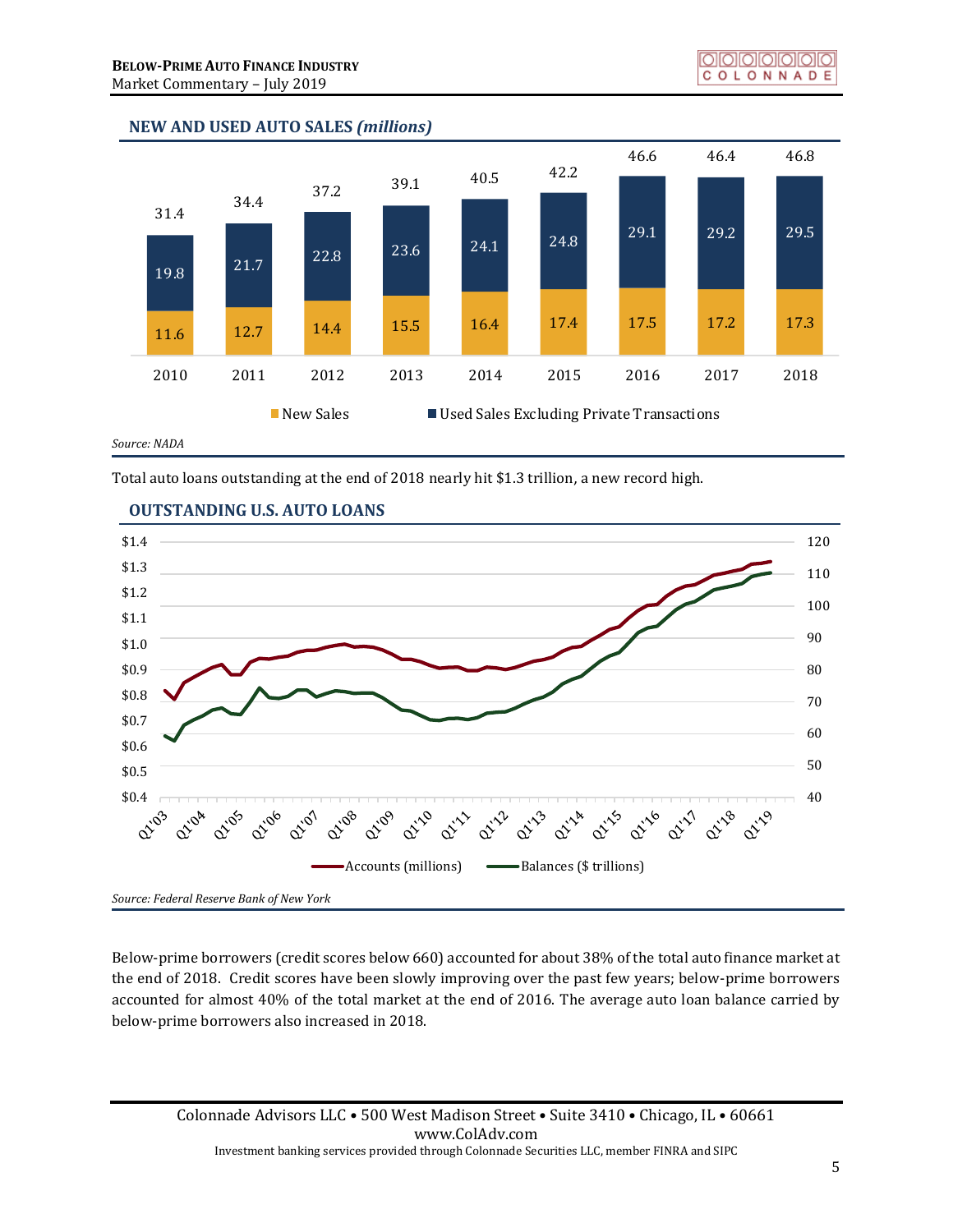## NEW AND USED AUTO SALES *(millions)*

| Year | New Sales | Used Sales Excluding Private Transactions | Total |
|---|---|---|---|
| 2010 | 11.6 | 19.8 | 31.4 |
| 2011 | 12.7 | 21.7 | 34.4 |
| 2012 | 14.4 | 22.8 | 37.2 |
| 2013 | 15.5 | 23.6 | 39.1 |
| 2014 | 16.4 | 24.1 | 40.5 |
| 2015 | 17.4 | 24.8 | 42.2 |
| 2016 | 17.5 | 29.1 | 46.6 |
| 2017 | 17.2 | 29.2 | 46.4 |
| 2018 | 17.3 | 29.5 | 46.8 |

*Source: NADA*

Total auto loans outstanding at the end of 2018 nearly hit $1.3 trillion, a new record high.

## OUTSTANDING U.S. AUTO LOANS

Accounts (millions) — Balances ($ trillions)

*Source: Federal Reserve Bank of New York*

Below-prime borrowers (credit scores below 660) accounted for about 38% of the total auto finance market at the end of 2018. Credit scores have been slowly improving over the past few years; below-prime borrowers accounted for almost 40% of the total market at the end of 2016. The average auto loan balance carried by below-prime borrowers also increased in 2018.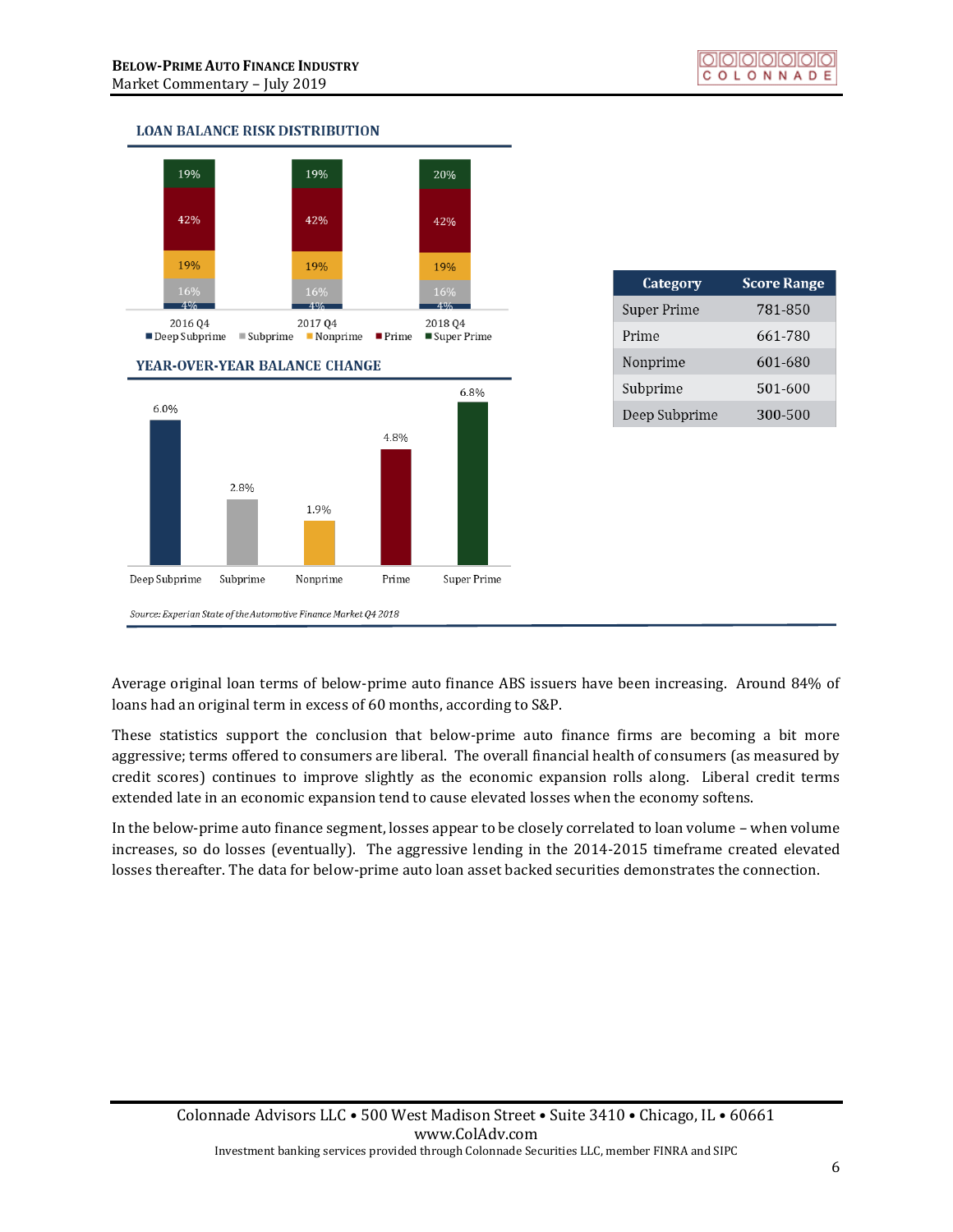## LOAN BALANCE RISK DISTRIBUTION

| | 2016 Q4 | 2017 Q4 | 2018 Q4 |
|---|---|---|---|
| Super Prime | 19% | 19% | 20% |
| Prime | 42% | 42% | 42% |
| Nonprime | 19% | 19% | 19% |
| Subprime | 16% | 16% | 16% |
| Deep Subprime | 4% | 4% | 4% |

## YEAR-OVER-YEAR BALANCE CHANGE

| Deep Subprime | Subprime | Nonprime | Prime | Super Prime |
|---|---|---|---|---|
| 6.0% | 2.8% | 1.9% | 4.8% | 6.8% |

*Source: Experian State of the Automotive Finance Market Q4 2018*

| Category | Score Range |
|---|---|
| Super Prime | 781-850 |
| Prime | 661-780 |
| Nonprime | 601-680 |
| Subprime | 501-600 |
| Deep Subprime | 300-500 |

Average original loan terms of below-prime auto finance ABS issuers have been increasing. Around 84% of loans had an original term in excess of 60 months, according to S&P.

These statistics support the conclusion that below-prime auto finance firms are becoming a bit more aggressive; terms offered to consumers are liberal. The overall financial health of consumers (as measured by credit scores) continues to improve slightly as the economic expansion rolls along. Liberal credit terms extended late in an economic expansion tend to cause elevated losses when the economy softens.

In the below-prime auto finance segment, losses appear to be closely correlated to loan volume – when volume increases, so do losses (eventually). The aggressive lending in the 2014-2015 timeframe created elevated losses thereafter. The data for below-prime auto loan asset backed securities demonstrates the connection.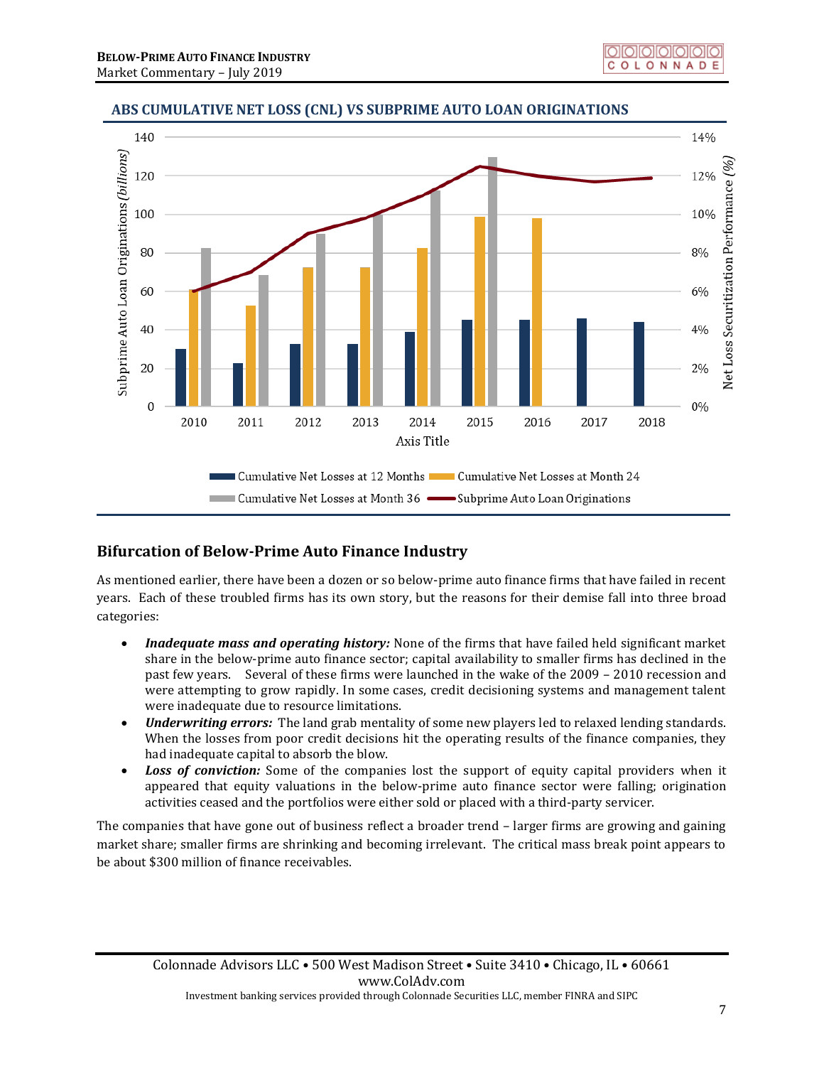## ABS CUMULATIVE NET LOSS (CNL) VS SUBPRIME AUTO LOAN ORIGINATIONS

## Bifurcation of Below-Prime Auto Finance Industry

As mentioned earlier, there have been a dozen or so below-prime auto finance firms that have failed in recent years. Each of these troubled firms has its own story, but the reasons for their demise fall into three broad categories:

- ***Inadequate mass and operating history:*** None of the firms that have failed held significant market share in the below-prime auto finance sector; capital availability to smaller firms has declined in the past few years. Several of these firms were launched in the wake of the 2009 – 2010 recession and were attempting to grow rapidly. In some cases, credit decisioning systems and management talent were inadequate due to resource limitations.
- ***Underwriting errors:*** The land grab mentality of some new players led to relaxed lending standards. When the losses from poor credit decisions hit the operating results of the finance companies, they had inadequate capital to absorb the blow.
- ***Loss of conviction:*** Some of the companies lost the support of equity capital providers when it appeared that equity valuations in the below-prime auto finance sector were falling; origination activities ceased and the portfolios were either sold or placed with a third-party servicer.

The companies that have gone out of business reflect a broader trend – larger firms are growing and gaining market share; smaller firms are shrinking and becoming irrelevant. The critical mass break point appears to be about $300 million of finance receivables.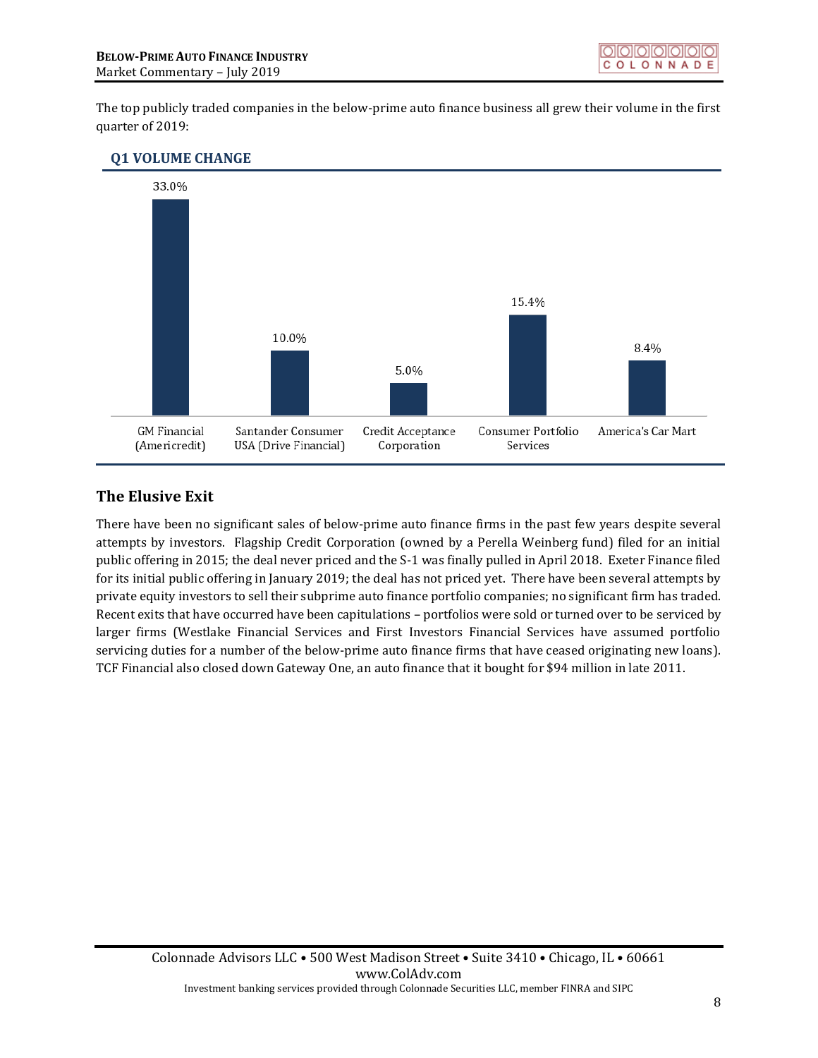The top publicly traded companies in the below-prime auto finance business all grew their volume in the first quarter of 2019:

### Q1 VOLUME CHANGE

| Company | Q1 Volume Change |
|---|---|
| GM Financial (Americredit) | 33.0% |
| Santander Consumer USA (Drive Financial) | 10.0% |
| Credit Acceptance Corporation | 5.0% |
| Consumer Portfolio Services | 15.4% |
| America's Car Mart | 8.4% |

## The Elusive Exit

There have been no significant sales of below-prime auto finance firms in the past few years despite several attempts by investors. Flagship Credit Corporation (owned by a Perella Weinberg fund) filed for an initial public offering in 2015; the deal never priced and the S-1 was finally pulled in April 2018. Exeter Finance filed for its initial public offering in January 2019; the deal has not priced yet. There have been several attempts by private equity investors to sell their subprime auto finance portfolio companies; no significant firm has traded. Recent exits that have occurred have been capitulations – portfolios were sold or turned over to be serviced by larger firms (Westlake Financial Services and First Investors Financial Services have assumed portfolio servicing duties for a number of the below-prime auto finance firms that have ceased originating new loans). TCF Financial also closed down Gateway One, an auto finance that it bought for $94 million in late 2011.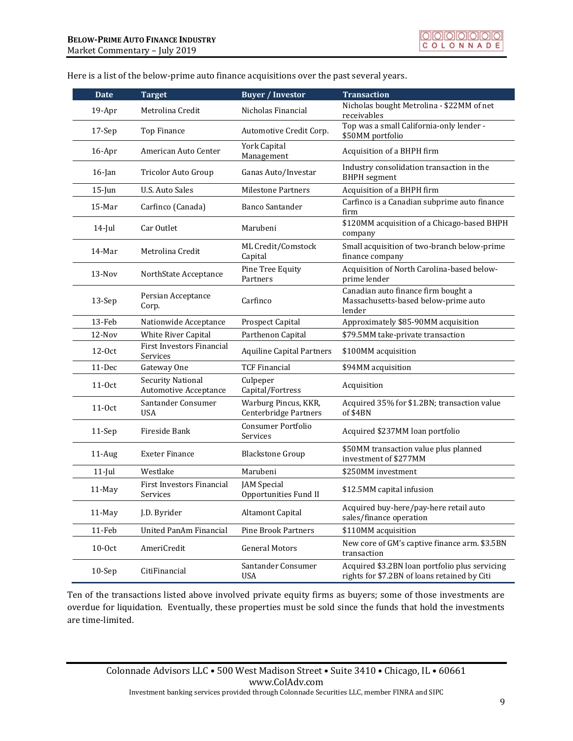Here is a list of the below-prime auto finance acquisitions over the past several years.

| Date | Target | Buyer / Investor | Transaction |
|---|---|---|---|
| 19-Apr | Metrolina Credit | Nicholas Financial | Nicholas bought Metrolina - $22MM of net receivables |
| 17-Sep | Top Finance | Automotive Credit Corp. | Top was a small California-only lender - $50MM portfolio |
| 16-Apr | American Auto Center | York Capital Management | Acquisition of a BHPH firm |
| 16-Jan | Tricolor Auto Group | Ganas Auto/Investar | Industry consolidation transaction in the BHPH segment |
| 15-Jun | U.S. Auto Sales | Milestone Partners | Acquisition of a BHPH firm |
| 15-Mar | Carfinco (Canada) | Banco Santander | Carfinco is a Canadian subprime auto finance firm |
| 14-Jul | Car Outlet | Marubeni | $120MM acquisition of a Chicago-based BHPH company |
| 14-Mar | Metrolina Credit | ML Credit/Comstock Capital | Small acquisition of two-branch below-prime finance company |
| 13-Nov | NorthState Acceptance | Pine Tree Equity Partners | Acquisition of North Carolina-based below-prime lender |
| 13-Sep | Persian Acceptance Corp. | Carfinco | Canadian auto finance firm bought a Massachusetts-based below-prime auto lender |
| 13-Feb | Nationwide Acceptance | Prospect Capital | Approximately $85-90MM acquisition |
| 12-Nov | White River Capital | Parthenon Capital | $79.5MM take-private transaction |
| 12-Oct | First Investors Financial Services | Aquiline Capital Partners | $100MM acquisition |
| 11-Dec | Gateway One | TCF Financial | $94MM acquisition |
| 11-Oct | Security National Automotive Acceptance | Culpeper Capital/Fortress | Acquisition |
| 11-Oct | Santander Consumer USA | Warburg Pincus, KKR, Centerbridge Partners | Acquired 35% for $1.2BN; transaction value of $4BN |
| 11-Sep | Fireside Bank | Consumer Portfolio Services | Acquired $237MM loan portfolio |
| 11-Aug | Exeter Finance | Blackstone Group | $50MM transaction value plus planned investment of $277MM |
| 11-Jul | Westlake | Marubeni | $250MM investment |
| 11-May | First Investors Financial Services | JAM Special Opportunities Fund II | $12.5MM capital infusion |
| 11-May | J.D. Byrider | Altamont Capital | Acquired buy-here/pay-here retail auto sales/finance operation |
| 11-Feb | United PanAm Financial | Pine Brook Partners | $110MM acquisition |
| 10-Oct | AmeriCredit | General Motors | New core of GM's captive finance arm. $3.5BN transaction |
| 10-Sep | CitiFinancial | Santander Consumer USA | Acquired $3.2BN loan portfolio plus servicing rights for $7.2BN of loans retained by Citi |

Ten of the transactions listed above involved private equity firms as buyers; some of those investments are overdue for liquidation. Eventually, these properties must be sold since the funds that hold the investments are time-limited.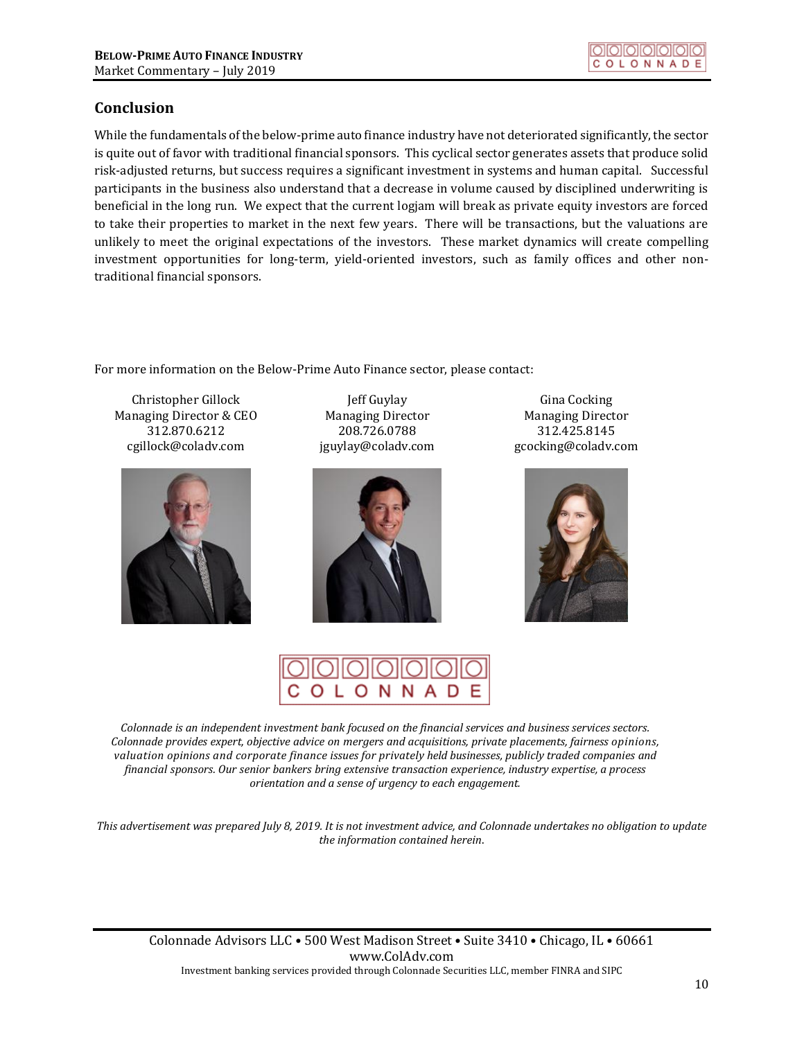## Conclusion

While the fundamentals of the below-prime auto finance industry have not deteriorated significantly, the sector is quite out of favor with traditional financial sponsors. This cyclical sector generates assets that produce solid risk-adjusted returns, but success requires a significant investment in systems and human capital. Successful participants in the business also understand that a decrease in volume caused by disciplined underwriting is beneficial in the long run. We expect that the current logjam will break as private equity investors are forced to take their properties to market in the next few years. There will be transactions, but the valuations are unlikely to meet the original expectations of the investors. These market dynamics will create compelling investment opportunities for long-term, yield-oriented investors, such as family offices and other non-traditional financial sponsors.

For more information on the Below-Prime Auto Finance sector, please contact:

| Christopher Gillock | Jeff Guylay | Gina Cocking |
|---|---|---|
| Managing Director & CEO | Managing Director | Managing Director |
| 312.870.6212 | 208.726.0788 | 312.425.8145 |
| cgillock@coladv.com | jguylay@coladv.com | gcocking@coladv.com |

*Colonnade is an independent investment bank focused on the financial services and business services sectors. Colonnade provides expert, objective advice on mergers and acquisitions, private placements, fairness opinions, valuation opinions and corporate finance issues for privately held businesses, publicly traded companies and financial sponsors. Our senior bankers bring extensive transaction experience, industry expertise, a process orientation and a sense of urgency to each engagement.*

*This advertisement was prepared July 8, 2019. It is not investment advice, and Colonnade undertakes no obligation to update the information contained herein.*

Colonnade Advisors LLC • 500 West Madison Street • Suite 3410 • Chicago, IL • 60661
www.ColAdv.com
Investment banking services provided through Colonnade Securities LLC, member FINRA and SIPC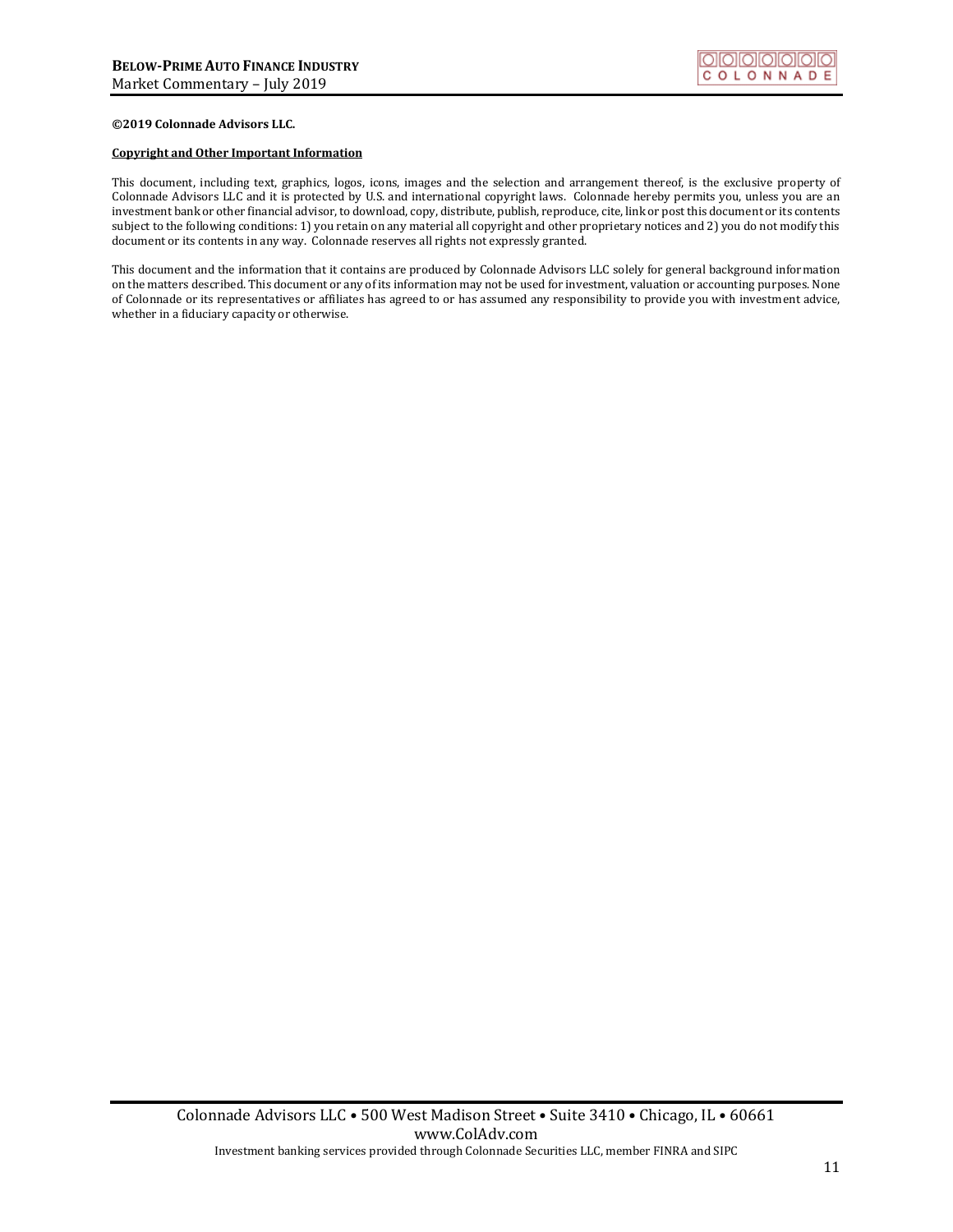**©2019 Colonnade Advisors LLC.**

**Copyright and Other Important Information**

This document, including text, graphics, logos, icons, images and the selection and arrangement thereof, is the exclusive property of Colonnade Advisors LLC and it is protected by U.S. and international copyright laws. Colonnade hereby permits you, unless you are an investment bank or other financial advisor, to download, copy, distribute, publish, reproduce, cite, link or post this document or its contents subject to the following conditions: 1) you retain on any material all copyright and other proprietary notices and 2) you do not modify this document or its contents in any way. Colonnade reserves all rights not expressly granted.

This document and the information that it contains are produced by Colonnade Advisors LLC solely for general background information on the matters described. This document or any of its information may not be used for investment, valuation or accounting purposes. None of Colonnade or its representatives or affiliates has agreed to or has assumed any responsibility to provide you with investment advice, whether in a fiduciary capacity or otherwise.